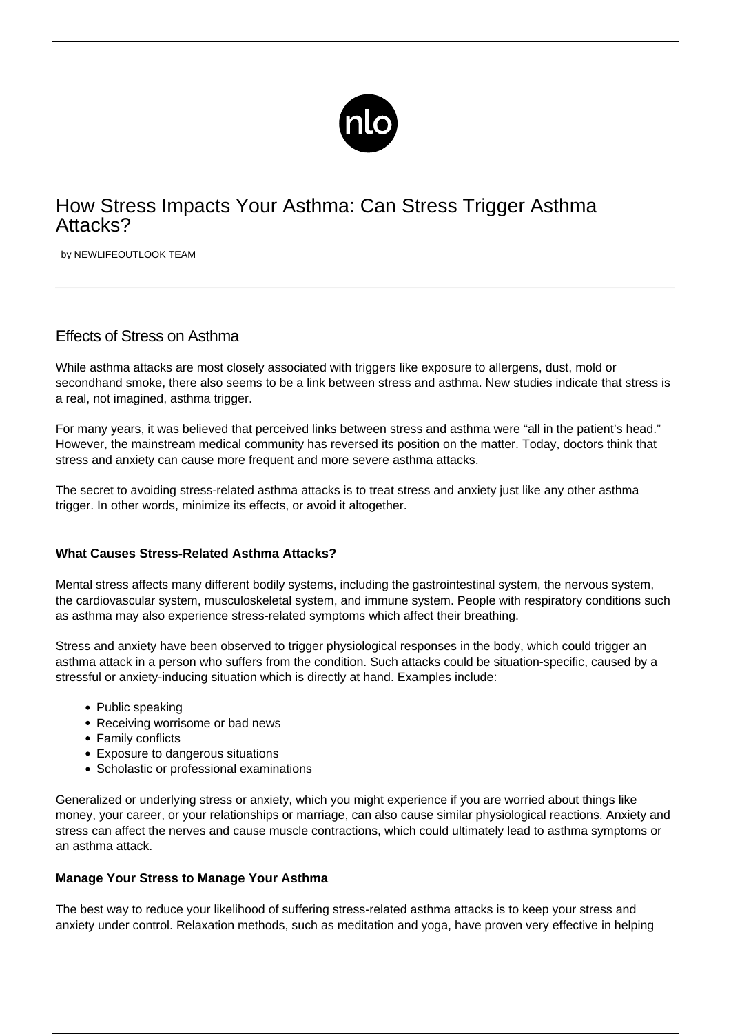# How Stress Impacts Your Asthma: Can Stress Trigger Asthma Attacks?

by NEWLIFEOUTLOOK TEAM

## Effects of Stress on Asthma

While asthma attacks are most closely associated with triggers like exposure to allergens, dust, mold or secondhand smoke, there also seems to be a link between stress and asthma. New studies indicate that stress is a real, not imagined, asthma trigger.

For many years, it was believed that perceived links between stress and asthma were "all in the patient's head." However, the mainstream medical community has reversed its position on the matter. Today, doctors think that stress and anxiety can cause more frequent and more severe asthma attacks.

The secret to avoiding stress-related asthma attacks is to treat stress and anxiety just like any other asthma trigger. In other words, minimize its effects, or avoid it altogether.

### What Causes Stress-Related Asthma Attacks?

Mental stress affects many different bodily systems, including the gastrointestinal system, the nervous system, the cardiovascular system, musculoskeletal system, and immune system. People with respiratory conditions such as asthma may also experience stress-related symptoms which affect their breathing.

Stress and anxiety have been observed to trigger physiological responses in the body, which could trigger an asthma attack in a person who suffers from the condition. Such attacks could be situation-specific, caused by a stressful or anxiety-inducing situation which is directly at hand. Examples include:

- Public speaking
- Receiving worrisome or bad news
- Family conflicts
- Exposure to dangerous situations
- Scholastic or professional examinations

Generalized or underlying stress or anxiety, which you might experience if you are worried about things like money, your career, or your relationships or marriage, can also cause similar physiological reactions. Anxiety and stress can affect the nerves and cause muscle contractions, which could ultimately lead to asthma symptoms or an asthma attack.

### Manage Your Stress to Manage Your Asthma

The best way to reduce your likelihood of suffering stress-related asthma attacks is to keep your stress and anxiety under control. Relaxation methods, such as meditation and yoga, have proven very effective in helping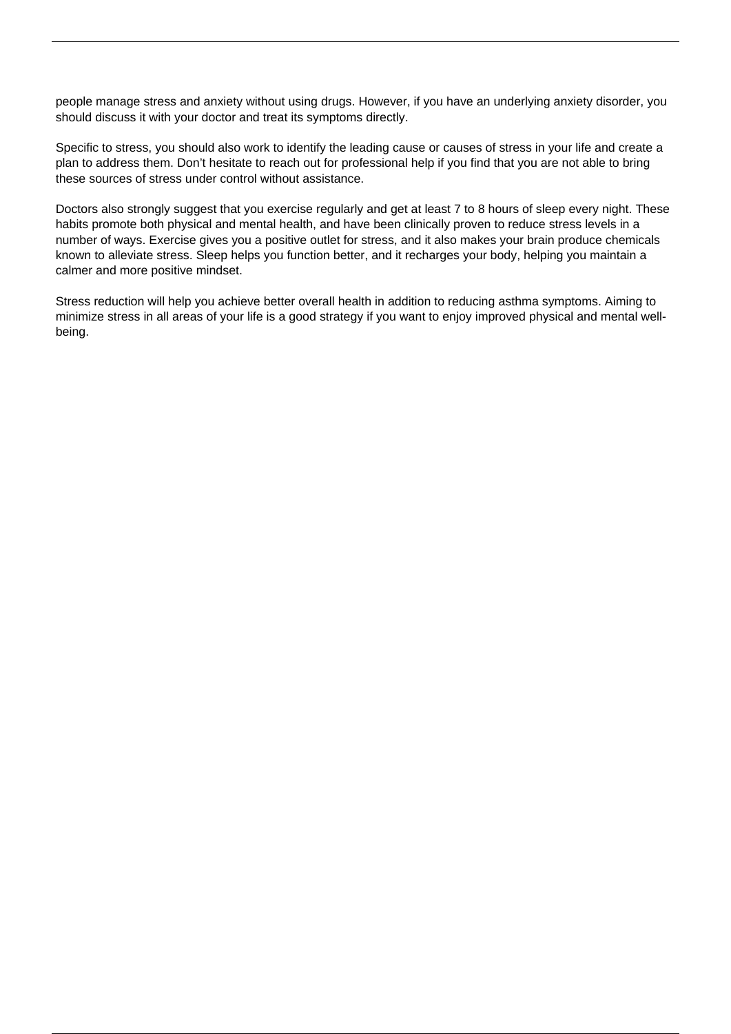people manage stress and anxiety without using drugs. However, if you have an underlying anxiety disorder, you should discuss it with your doctor and treat its symptoms directly.

Specific to stress, you should also work to identify the leading cause or causes of stress in your life and create a plan to address them. Don’t hesitate to reach out for professional help if you find that you are not able to bring these sources of stress under control without assistance.

Doctors also strongly suggest that you exercise regularly and get at least 7 to 8 hours of sleep every night. These habits promote both physical and mental health, and have been clinically proven to reduce stress levels in a number of ways. Exercise gives you a positive outlet for stress, and it also makes your brain produce chemicals known to alleviate stress. Sleep helps you function better, and it recharges your body, helping you maintain a calmer and more positive mindset.

Stress reduction will help you achieve better overall health in addition to reducing asthma symptoms. Aiming to minimize stress in all areas of your life is a good strategy if you want to enjoy improved physical and mental well-being.